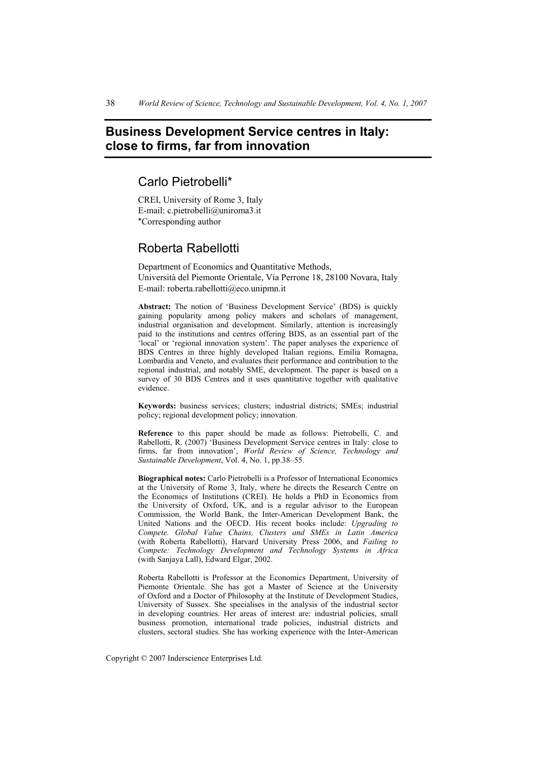# Business Development Service centres in Italy: close to firms, far from innovation

## Carlo Pietrobelli*

CREI, University of Rome 3, Italy
E-mail: c.pietrobelli@uniroma3.it
*Corresponding author

## Roberta Rabellotti

Department of Economics and Quantitative Methods,
Università del Piemonte Orientale, Via Perrone 18, 28100 Novara, Italy
E-mail: roberta.rabellotti@eco.unipmn.it

**Abstract:** The notion of 'Business Development Service' (BDS) is quickly gaining popularity among policy makers and scholars of management, industrial organisation and development. Similarly, attention is increasingly paid to the institutions and centres offering BDS, as an essential part of the 'local' or 'regional innovation system'. The paper analyses the experience of BDS Centres in three highly developed Italian regions, Emilia Romagna, Lombardia and Veneto, and evaluates their performance and contribution to the regional industrial, and notably SME, development. The paper is based on a survey of 30 BDS Centres and it uses quantitative together with qualitative evidence.

**Keywords:** business services; clusters; industrial districts; SMEs; industrial policy; regional development policy; innovation.

**Reference** to this paper should be made as follows: Pietrobelli, C. and Rabellotti, R. (2007) 'Business Development Service centres in Italy: close to firms, far from innovation', *World Review of Science, Technology and Sustainable Development*, Vol. 4, No. 1, pp.38–55.

**Biographical notes:** Carlo Pietrobelli is a Professor of International Economics at the University of Rome 3, Italy, where he directs the Research Centre on the Economics of Institutions (CREI). He holds a PhD in Economics from the University of Oxford, UK, and is a regular advisor to the European Commission, the World Bank, the Inter-American Development Bank, the United Nations and the OECD. His recent books include: *Upgrading to Compete. Global Value Chains, Clusters and SMEs in Latin America* (with Roberta Rabellotti), Harvard University Press 2006, and *Failing to Compete: Technology Development and Technology Systems in Africa* (with Sanjaya Lall), Edward Elgar, 2002.

Roberta Rabellotti is Professor at the Economics Department, University of Piemonte Orientale. She has got a Master of Science at the University of Oxford and a Doctor of Philosophy at the Institute of Development Studies, University of Sussex. She specialises in the analysis of the industrial sector in developing countries. Her areas of interest are: industrial policies, small business promotion, international trade policies, industrial districts and clusters, sectoral studies. She has working experience with the Inter-American

Copyright © 2007 Inderscience Enterprises Ltd.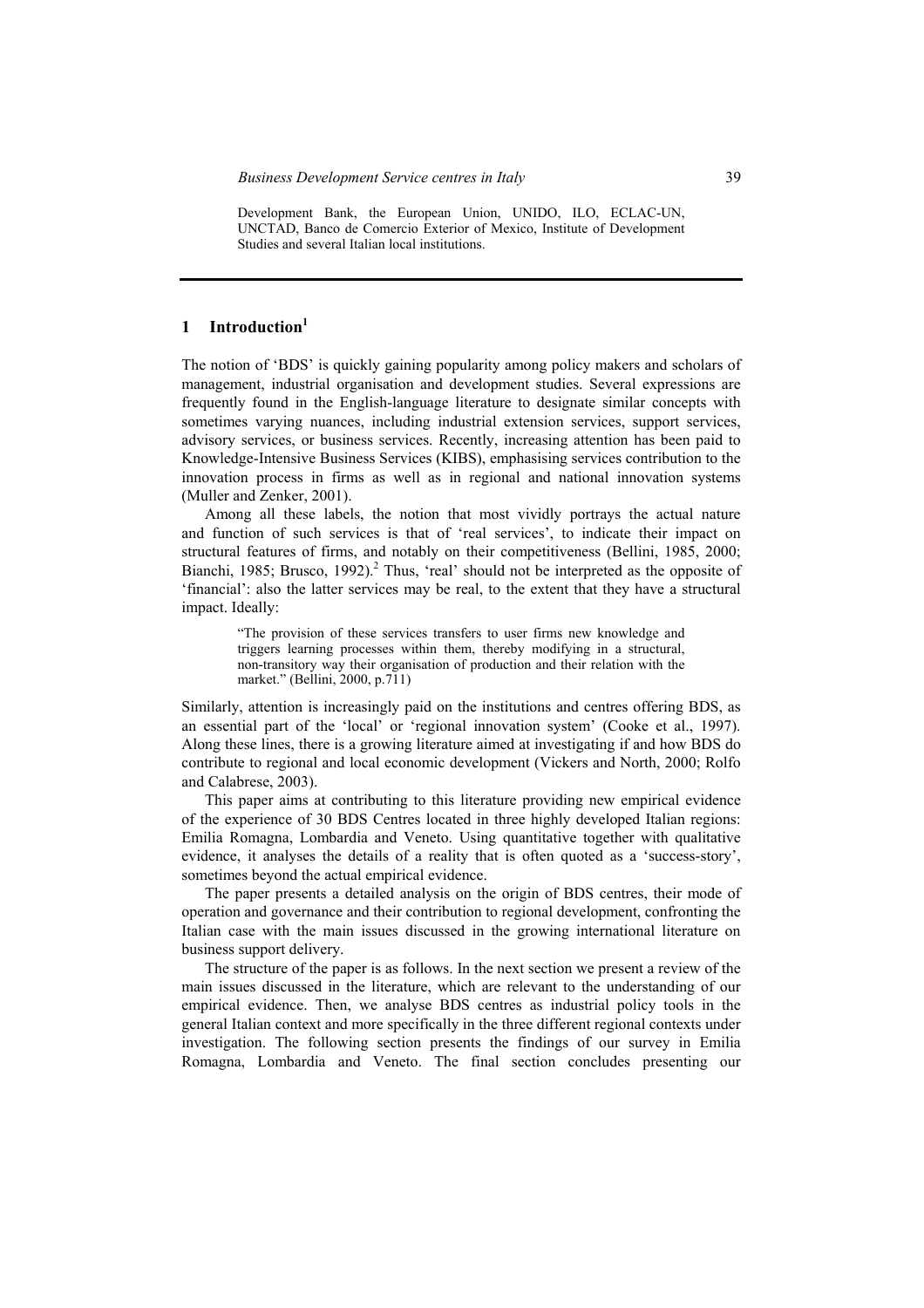Development Bank, the European Union, UNIDO, ILO, ECLAC-UN, UNCTAD, Banco de Comercio Exterior of Mexico, Institute of Development Studies and several Italian local institutions.

## 1 Introduction[1]

The notion of 'BDS' is quickly gaining popularity among policy makers and scholars of management, industrial organisation and development studies. Several expressions are frequently found in the English-language literature to designate similar concepts with sometimes varying nuances, including industrial extension services, support services, advisory services, or business services. Recently, increasing attention has been paid to Knowledge-Intensive Business Services (KIBS), emphasising services contribution to the innovation process in firms as well as in regional and national innovation systems (Muller and Zenker, 2001).

Among all these labels, the notion that most vividly portrays the actual nature and function of such services is that of 'real services', to indicate their impact on structural features of firms, and notably on their competitiveness (Bellini, 1985, 2000; Bianchi, 1985; Brusco, 1992).[2] Thus, 'real' should not be interpreted as the opposite of 'financial': also the latter services may be real, to the extent that they have a structural impact. Ideally:

> "The provision of these services transfers to user firms new knowledge and triggers learning processes within them, thereby modifying in a structural, non-transitory way their organisation of production and their relation with the market." (Bellini, 2000, p.711)

Similarly, attention is increasingly paid on the institutions and centres offering BDS, as an essential part of the 'local' or 'regional innovation system' (Cooke et al., 1997). Along these lines, there is a growing literature aimed at investigating if and how BDS do contribute to regional and local economic development (Vickers and North, 2000; Rolfo and Calabrese, 2003).

This paper aims at contributing to this literature providing new empirical evidence of the experience of 30 BDS Centres located in three highly developed Italian regions: Emilia Romagna, Lombardia and Veneto. Using quantitative together with qualitative evidence, it analyses the details of a reality that is often quoted as a 'success-story', sometimes beyond the actual empirical evidence.

The paper presents a detailed analysis on the origin of BDS centres, their mode of operation and governance and their contribution to regional development, confronting the Italian case with the main issues discussed in the growing international literature on business support delivery.

The structure of the paper is as follows. In the next section we present a review of the main issues discussed in the literature, which are relevant to the understanding of our empirical evidence. Then, we analyse BDS centres as industrial policy tools in the general Italian context and more specifically in the three different regional contexts under investigation. The following section presents the findings of our survey in Emilia Romagna, Lombardia and Veneto. The final section concludes presenting our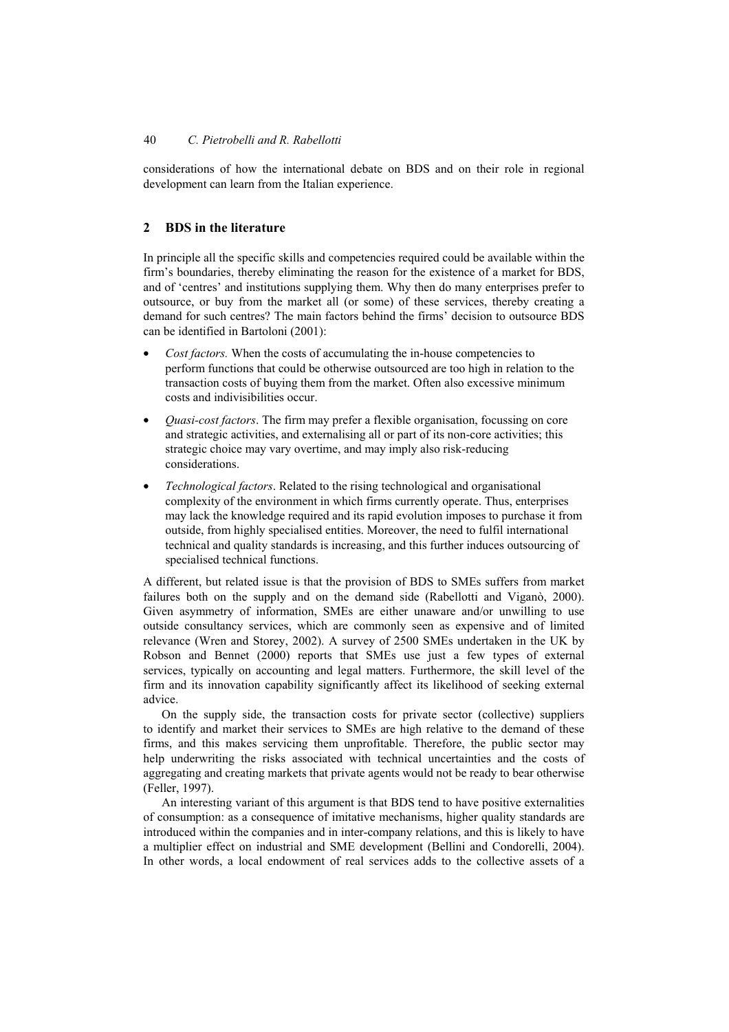considerations of how the international debate on BDS and on their role in regional development can learn from the Italian experience.

## 2 BDS in the literature

In principle all the specific skills and competencies required could be available within the firm's boundaries, thereby eliminating the reason for the existence of a market for BDS, and of 'centres' and institutions supplying them. Why then do many enterprises prefer to outsource, or buy from the market all (or some) of these services, thereby creating a demand for such centres? The main factors behind the firms' decision to outsource BDS can be identified in Bartoloni (2001):

- *Cost factors.* When the costs of accumulating the in-house competencies to perform functions that could be otherwise outsourced are too high in relation to the transaction costs of buying them from the market. Often also excessive minimum costs and indivisibilities occur.
- *Quasi-cost factors*. The firm may prefer a flexible organisation, focussing on core and strategic activities, and externalising all or part of its non-core activities; this strategic choice may vary overtime, and may imply also risk-reducing considerations.
- *Technological factors*. Related to the rising technological and organisational complexity of the environment in which firms currently operate. Thus, enterprises may lack the knowledge required and its rapid evolution imposes to purchase it from outside, from highly specialised entities. Moreover, the need to fulfil international technical and quality standards is increasing, and this further induces outsourcing of specialised technical functions.

A different, but related issue is that the provision of BDS to SMEs suffers from market failures both on the supply and on the demand side (Rabellotti and Viganò, 2000). Given asymmetry of information, SMEs are either unaware and/or unwilling to use outside consultancy services, which are commonly seen as expensive and of limited relevance (Wren and Storey, 2002). A survey of 2500 SMEs undertaken in the UK by Robson and Bennet (2000) reports that SMEs use just a few types of external services, typically on accounting and legal matters. Furthermore, the skill level of the firm and its innovation capability significantly affect its likelihood of seeking external advice.

On the supply side, the transaction costs for private sector (collective) suppliers to identify and market their services to SMEs are high relative to the demand of these firms, and this makes servicing them unprofitable. Therefore, the public sector may help underwriting the risks associated with technical uncertainties and the costs of aggregating and creating markets that private agents would not be ready to bear otherwise (Feller, 1997).

An interesting variant of this argument is that BDS tend to have positive externalities of consumption: as a consequence of imitative mechanisms, higher quality standards are introduced within the companies and in inter-company relations, and this is likely to have a multiplier effect on industrial and SME development (Bellini and Condorelli, 2004). In other words, a local endowment of real services adds to the collective assets of a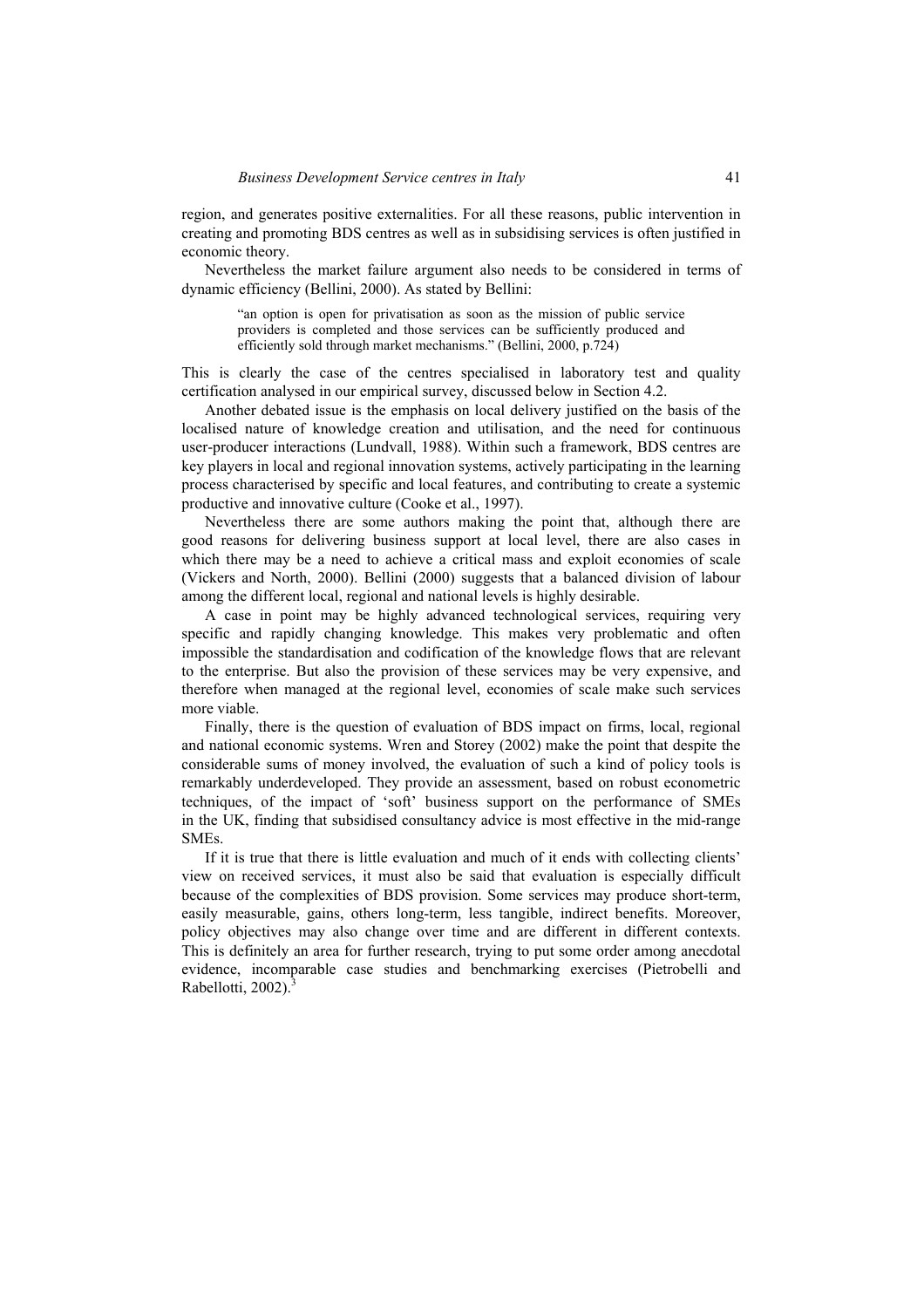region, and generates positive externalities. For all these reasons, public intervention in creating and promoting BDS centres as well as in subsidising services is often justified in economic theory.

Nevertheless the market failure argument also needs to be considered in terms of dynamic efficiency (Bellini, 2000). As stated by Bellini:

> "an option is open for privatisation as soon as the mission of public service providers is completed and those services can be sufficiently produced and efficiently sold through market mechanisms." (Bellini, 2000, p.724)

This is clearly the case of the centres specialised in laboratory test and quality certification analysed in our empirical survey, discussed below in Section 4.2.

Another debated issue is the emphasis on local delivery justified on the basis of the localised nature of knowledge creation and utilisation, and the need for continuous user-producer interactions (Lundvall, 1988). Within such a framework, BDS centres are key players in local and regional innovation systems, actively participating in the learning process characterised by specific and local features, and contributing to create a systemic productive and innovative culture (Cooke et al., 1997).

Nevertheless there are some authors making the point that, although there are good reasons for delivering business support at local level, there are also cases in which there may be a need to achieve a critical mass and exploit economies of scale (Vickers and North, 2000). Bellini (2000) suggests that a balanced division of labour among the different local, regional and national levels is highly desirable.

A case in point may be highly advanced technological services, requiring very specific and rapidly changing knowledge. This makes very problematic and often impossible the standardisation and codification of the knowledge flows that are relevant to the enterprise. But also the provision of these services may be very expensive, and therefore when managed at the regional level, economies of scale make such services more viable.

Finally, there is the question of evaluation of BDS impact on firms, local, regional and national economic systems. Wren and Storey (2002) make the point that despite the considerable sums of money involved, the evaluation of such a kind of policy tools is remarkably underdeveloped. They provide an assessment, based on robust econometric techniques, of the impact of 'soft' business support on the performance of SMEs in the UK, finding that subsidised consultancy advice is most effective in the mid-range SMEs.

If it is true that there is little evaluation and much of it ends with collecting clients' view on received services, it must also be said that evaluation is especially difficult because of the complexities of BDS provision. Some services may produce short-term, easily measurable, gains, others long-term, less tangible, indirect benefits. Moreover, policy objectives may also change over time and are different in different contexts. This is definitely an area for further research, trying to put some order among anecdotal evidence, incomparable case studies and benchmarking exercises (Pietrobelli and Rabellotti, 2002).[3]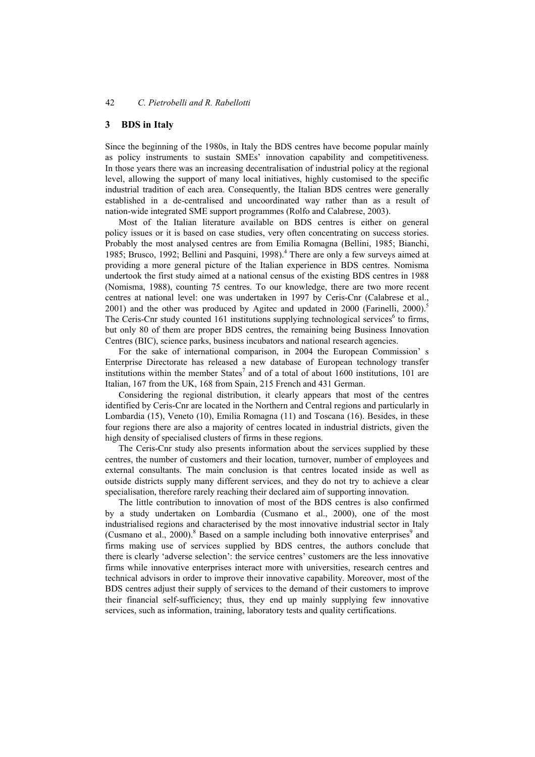## 3 BDS in Italy

Since the beginning of the 1980s, in Italy the BDS centres have become popular mainly as policy instruments to sustain SMEs' innovation capability and competitiveness. In those years there was an increasing decentralisation of industrial policy at the regional level, allowing the support of many local initiatives, highly customised to the specific industrial tradition of each area. Consequently, the Italian BDS centres were generally established in a de-centralised and uncoordinated way rather than as a result of nation-wide integrated SME support programmes (Rolfo and Calabrese, 2003).

Most of the Italian literature available on BDS centres is either on general policy issues or it is based on case studies, very often concentrating on success stories. Probably the most analysed centres are from Emilia Romagna (Bellini, 1985; Bianchi, 1985; Brusco, 1992; Bellini and Pasquini, 1998).[4] There are only a few surveys aimed at providing a more general picture of the Italian experience in BDS centres. Nomisma undertook the first study aimed at a national census of the existing BDS centres in 1988 (Nomisma, 1988), counting 75 centres. To our knowledge, there are two more recent centres at national level: one was undertaken in 1997 by Ceris-Cnr (Calabrese et al., 2001) and the other was produced by Agitec and updated in 2000 (Farinelli, 2000).[5] The Ceris-Cnr study counted 161 institutions supplying technological services[6] to firms, but only 80 of them are proper BDS centres, the remaining being Business Innovation Centres (BIC), science parks, business incubators and national research agencies.

For the sake of international comparison, in 2004 the European Commission' s Enterprise Directorate has released a new database of European technology transfer institutions within the member States[7] and of a total of about 1600 institutions, 101 are Italian, 167 from the UK, 168 from Spain, 215 French and 431 German.

Considering the regional distribution, it clearly appears that most of the centres identified by Ceris-Cnr are located in the Northern and Central regions and particularly in Lombardia (15), Veneto (10), Emilia Romagna (11) and Toscana (16). Besides, in these four regions there are also a majority of centres located in industrial districts, given the high density of specialised clusters of firms in these regions.

The Ceris-Cnr study also presents information about the services supplied by these centres, the number of customers and their location, turnover, number of employees and external consultants. The main conclusion is that centres located inside as well as outside districts supply many different services, and they do not try to achieve a clear specialisation, therefore rarely reaching their declared aim of supporting innovation.

The little contribution to innovation of most of the BDS centres is also confirmed by a study undertaken on Lombardia (Cusmano et al., 2000), one of the most industrialised regions and characterised by the most innovative industrial sector in Italy (Cusmano et al., 2000).[8] Based on a sample including both innovative enterprises[9] and firms making use of services supplied by BDS centres, the authors conclude that there is clearly 'adverse selection': the service centres' customers are the less innovative firms while innovative enterprises interact more with universities, research centres and technical advisors in order to improve their innovative capability. Moreover, most of the BDS centres adjust their supply of services to the demand of their customers to improve their financial self-sufficiency; thus, they end up mainly supplying few innovative services, such as information, training, laboratory tests and quality certifications.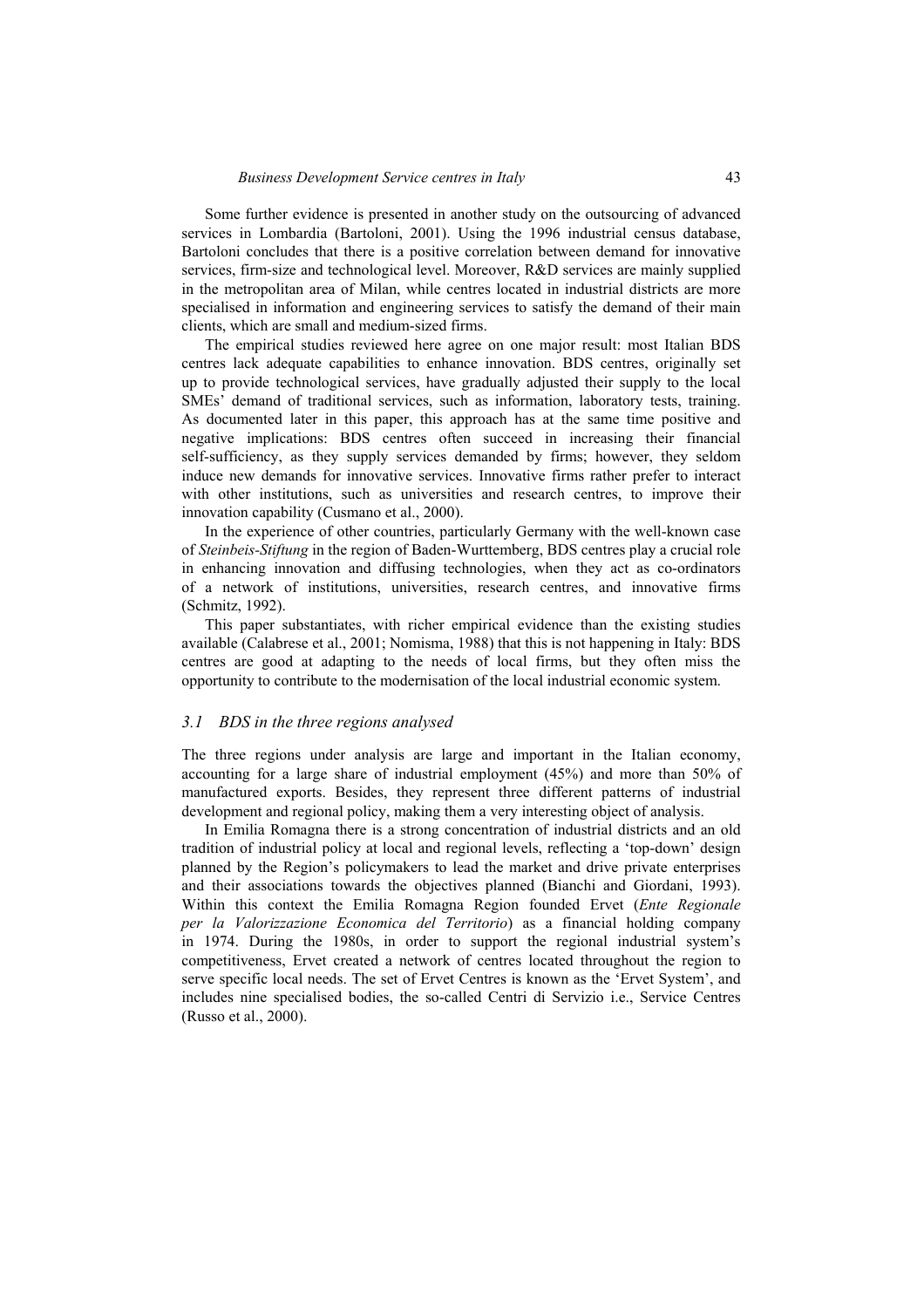Some further evidence is presented in another study on the outsourcing of advanced services in Lombardia (Bartoloni, 2001). Using the 1996 industrial census database, Bartoloni concludes that there is a positive correlation between demand for innovative services, firm-size and technological level. Moreover, R&D services are mainly supplied in the metropolitan area of Milan, while centres located in industrial districts are more specialised in information and engineering services to satisfy the demand of their main clients, which are small and medium-sized firms.

The empirical studies reviewed here agree on one major result: most Italian BDS centres lack adequate capabilities to enhance innovation. BDS centres, originally set up to provide technological services, have gradually adjusted their supply to the local SMEs' demand of traditional services, such as information, laboratory tests, training. As documented later in this paper, this approach has at the same time positive and negative implications: BDS centres often succeed in increasing their financial self-sufficiency, as they supply services demanded by firms; however, they seldom induce new demands for innovative services. Innovative firms rather prefer to interact with other institutions, such as universities and research centres, to improve their innovation capability (Cusmano et al., 2000).

In the experience of other countries, particularly Germany with the well-known case of *Steinbeis-Stiftung* in the region of Baden-Wurttemberg, BDS centres play a crucial role in enhancing innovation and diffusing technologies, when they act as co-ordinators of a network of institutions, universities, research centres, and innovative firms (Schmitz, 1992).

This paper substantiates, with richer empirical evidence than the existing studies available (Calabrese et al., 2001; Nomisma, 1988) that this is not happening in Italy: BDS centres are good at adapting to the needs of local firms, but they often miss the opportunity to contribute to the modernisation of the local industrial economic system.

### *3.1 BDS in the three regions analysed*

The three regions under analysis are large and important in the Italian economy, accounting for a large share of industrial employment (45%) and more than 50% of manufactured exports. Besides, they represent three different patterns of industrial development and regional policy, making them a very interesting object of analysis.

In Emilia Romagna there is a strong concentration of industrial districts and an old tradition of industrial policy at local and regional levels, reflecting a 'top-down' design planned by the Region's policymakers to lead the market and drive private enterprises and their associations towards the objectives planned (Bianchi and Giordani, 1993). Within this context the Emilia Romagna Region founded Ervet (*Ente Regionale per la Valorizzazione Economica del Territorio*) as a financial holding company in 1974. During the 1980s, in order to support the regional industrial system's competitiveness, Ervet created a network of centres located throughout the region to serve specific local needs. The set of Ervet Centres is known as the 'Ervet System', and includes nine specialised bodies, the so-called Centri di Servizio i.e., Service Centres (Russo et al., 2000).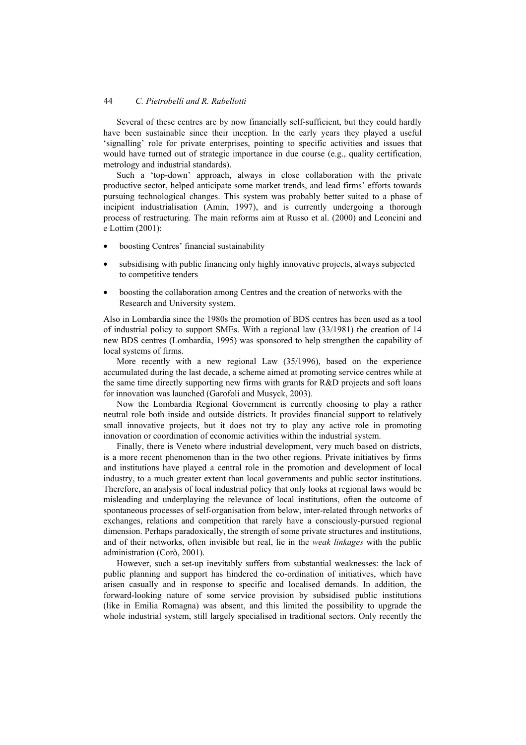Several of these centres are by now financially self-sufficient, but they could hardly have been sustainable since their inception. In the early years they played a useful 'signalling' role for private enterprises, pointing to specific activities and issues that would have turned out of strategic importance in due course (e.g., quality certification, metrology and industrial standards).

Such a 'top-down' approach, always in close collaboration with the private productive sector, helped anticipate some market trends, and lead firms' efforts towards pursuing technological changes. This system was probably better suited to a phase of incipient industrialisation (Amin, 1997), and is currently undergoing a thorough process of restructuring. The main reforms aim at Russo et al. (2000) and Leoncini and e Lottim (2001):

- boosting Centres' financial sustainability
- subsidising with public financing only highly innovative projects, always subjected to competitive tenders
- boosting the collaboration among Centres and the creation of networks with the Research and University system.

Also in Lombardia since the 1980s the promotion of BDS centres has been used as a tool of industrial policy to support SMEs. With a regional law (33/1981) the creation of 14 new BDS centres (Lombardia, 1995) was sponsored to help strengthen the capability of local systems of firms.

More recently with a new regional Law (35/1996), based on the experience accumulated during the last decade, a scheme aimed at promoting service centres while at the same time directly supporting new firms with grants for R&D projects and soft loans for innovation was launched (Garofoli and Musyck, 2003).

Now the Lombardia Regional Government is currently choosing to play a rather neutral role both inside and outside districts. It provides financial support to relatively small innovative projects, but it does not try to play any active role in promoting innovation or coordination of economic activities within the industrial system.

Finally, there is Veneto where industrial development, very much based on districts, is a more recent phenomenon than in the two other regions. Private initiatives by firms and institutions have played a central role in the promotion and development of local industry, to a much greater extent than local governments and public sector institutions. Therefore, an analysis of local industrial policy that only looks at regional laws would be misleading and underplaying the relevance of local institutions, often the outcome of spontaneous processes of self-organisation from below, inter-related through networks of exchanges, relations and competition that rarely have a consciously-pursued regional dimension. Perhaps paradoxically, the strength of some private structures and institutions, and of their networks, often invisible but real, lie in the *weak linkages* with the public administration (Corò, 2001).

However, such a set-up inevitably suffers from substantial weaknesses: the lack of public planning and support has hindered the co-ordination of initiatives, which have arisen casually and in response to specific and localised demands. In addition, the forward-looking nature of some service provision by subsidised public institutions (like in Emilia Romagna) was absent, and this limited the possibility to upgrade the whole industrial system, still largely specialised in traditional sectors. Only recently the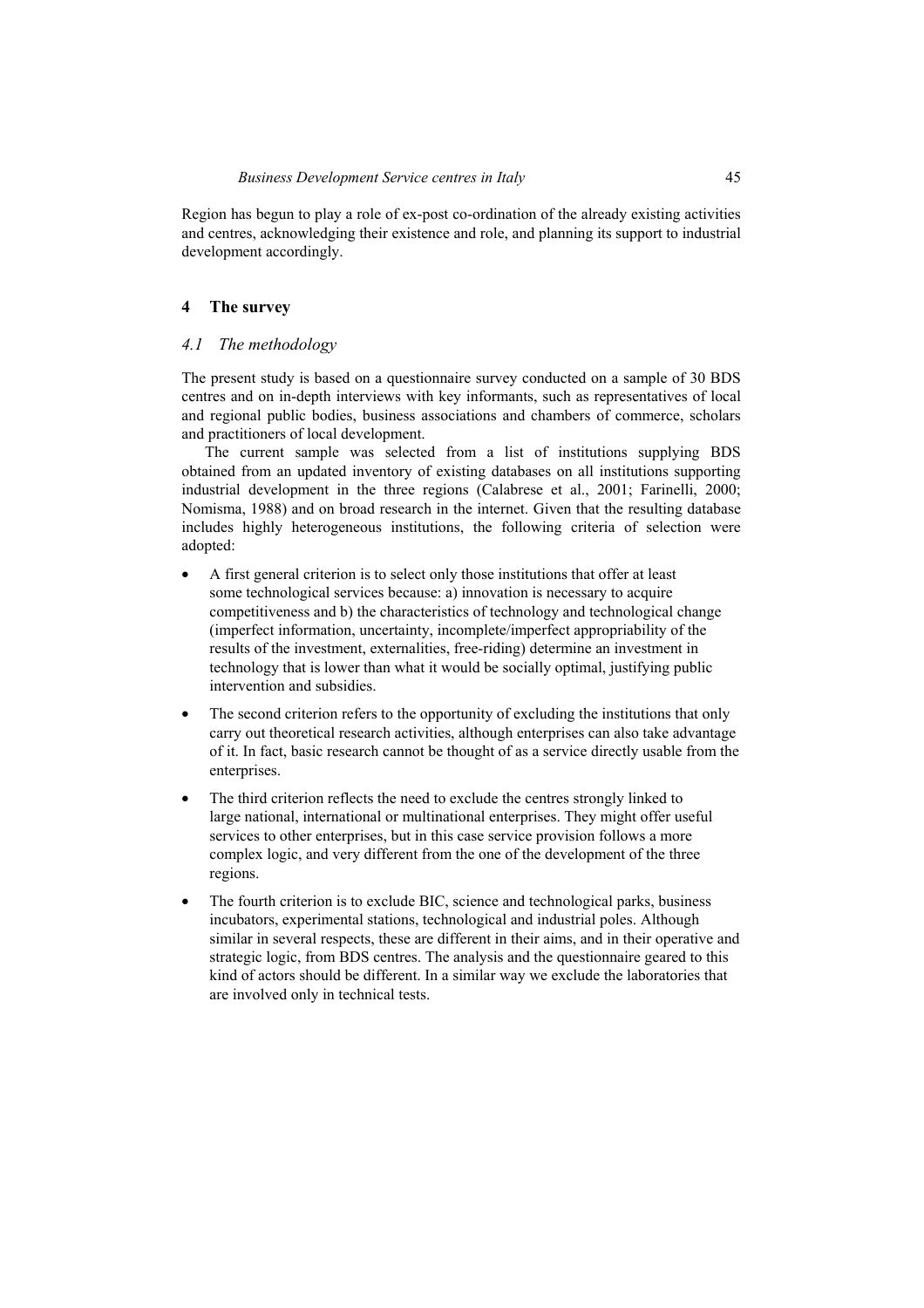Region has begun to play a role of ex-post co-ordination of the already existing activities and centres, acknowledging their existence and role, and planning its support to industrial development accordingly.

## 4 The survey

### *4.1 The methodology*

The present study is based on a questionnaire survey conducted on a sample of 30 BDS centres and on in-depth interviews with key informants, such as representatives of local and regional public bodies, business associations and chambers of commerce, scholars and practitioners of local development.

The current sample was selected from a list of institutions supplying BDS obtained from an updated inventory of existing databases on all institutions supporting industrial development in the three regions (Calabrese et al., 2001; Farinelli, 2000; Nomisma, 1988) and on broad research in the internet. Given that the resulting database includes highly heterogeneous institutions, the following criteria of selection were adopted:

- A first general criterion is to select only those institutions that offer at least some technological services because: a) innovation is necessary to acquire competitiveness and b) the characteristics of technology and technological change (imperfect information, uncertainty, incomplete/imperfect appropriability of the results of the investment, externalities, free-riding) determine an investment in technology that is lower than what it would be socially optimal, justifying public intervention and subsidies.
- The second criterion refers to the opportunity of excluding the institutions that only carry out theoretical research activities, although enterprises can also take advantage of it. In fact, basic research cannot be thought of as a service directly usable from the enterprises.
- The third criterion reflects the need to exclude the centres strongly linked to large national, international or multinational enterprises. They might offer useful services to other enterprises, but in this case service provision follows a more complex logic, and very different from the one of the development of the three regions.
- The fourth criterion is to exclude BIC, science and technological parks, business incubators, experimental stations, technological and industrial poles. Although similar in several respects, these are different in their aims, and in their operative and strategic logic, from BDS centres. The analysis and the questionnaire geared to this kind of actors should be different. In a similar way we exclude the laboratories that are involved only in technical tests.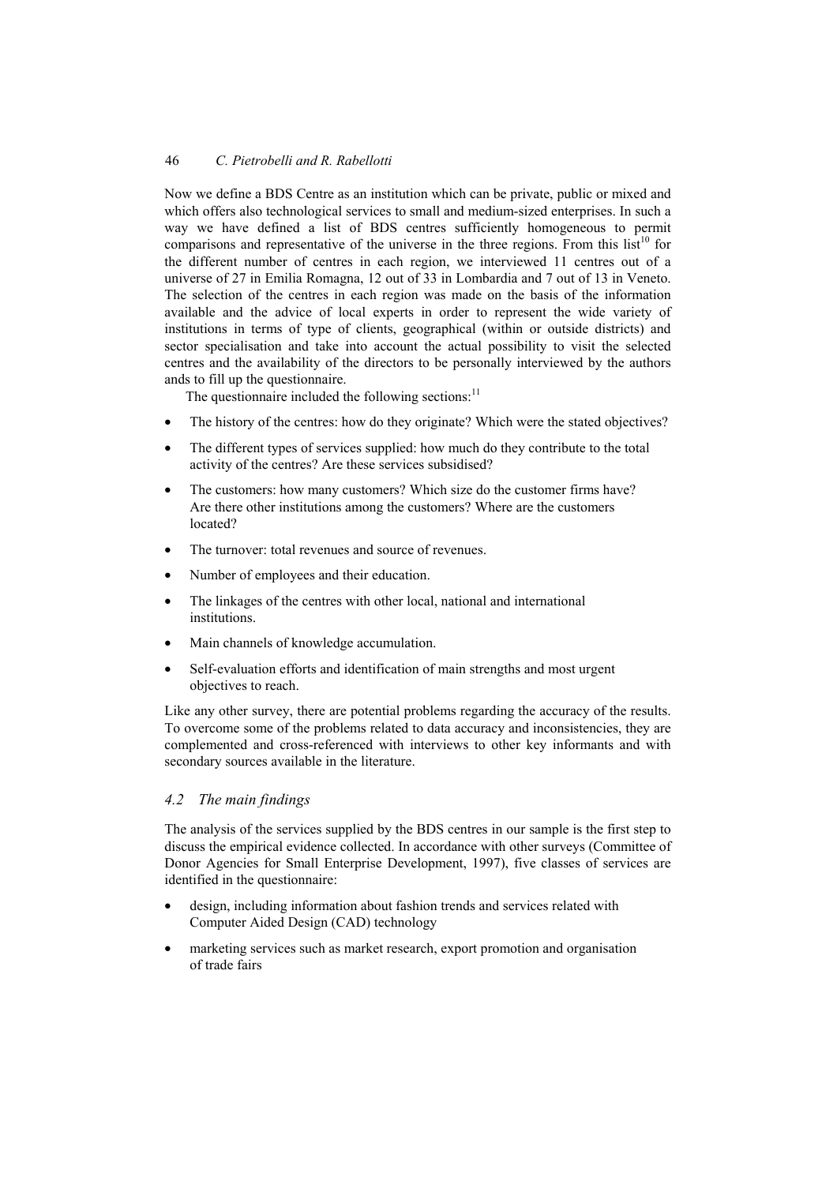Now we define a BDS Centre as an institution which can be private, public or mixed and which offers also technological services to small and medium-sized enterprises. In such a way we have defined a list of BDS centres sufficiently homogeneous to permit comparisons and representative of the universe in the three regions. From this list[10] for the different number of centres in each region, we interviewed 11 centres out of a universe of 27 in Emilia Romagna, 12 out of 33 in Lombardia and 7 out of 13 in Veneto. The selection of the centres in each region was made on the basis of the information available and the advice of local experts in order to represent the wide variety of institutions in terms of type of clients, geographical (within or outside districts) and sector specialisation and take into account the actual possibility to visit the selected centres and the availability of the directors to be personally interviewed by the authors ands to fill up the questionnaire.

The questionnaire included the following sections:[11]

- The history of the centres: how do they originate? Which were the stated objectives?
- The different types of services supplied: how much do they contribute to the total activity of the centres? Are these services subsidised?
- The customers: how many customers? Which size do the customer firms have? Are there other institutions among the customers? Where are the customers located?
- The turnover: total revenues and source of revenues.
- Number of employees and their education.
- The linkages of the centres with other local, national and international institutions.
- Main channels of knowledge accumulation.
- Self-evaluation efforts and identification of main strengths and most urgent objectives to reach.

Like any other survey, there are potential problems regarding the accuracy of the results. To overcome some of the problems related to data accuracy and inconsistencies, they are complemented and cross-referenced with interviews to other key informants and with secondary sources available in the literature.

### *4.2 The main findings*

The analysis of the services supplied by the BDS centres in our sample is the first step to discuss the empirical evidence collected. In accordance with other surveys (Committee of Donor Agencies for Small Enterprise Development, 1997), five classes of services are identified in the questionnaire:

- design, including information about fashion trends and services related with Computer Aided Design (CAD) technology
- marketing services such as market research, export promotion and organisation of trade fairs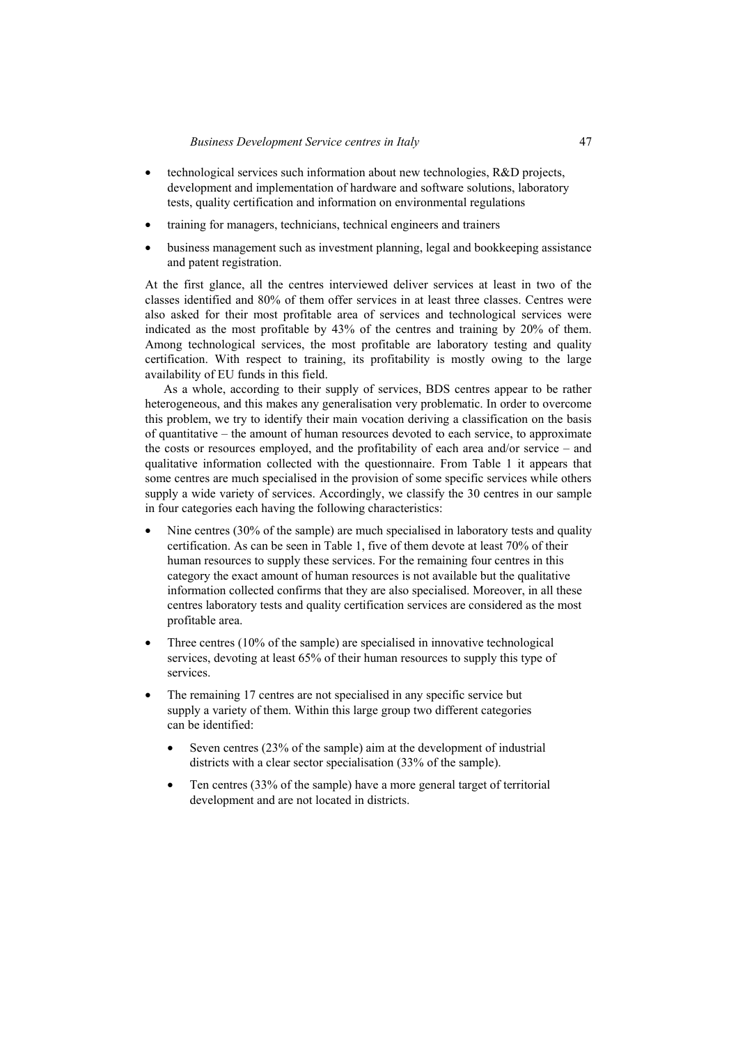- technological services such information about new technologies, R&D projects, development and implementation of hardware and software solutions, laboratory tests, quality certification and information on environmental regulations
- training for managers, technicians, technical engineers and trainers
- business management such as investment planning, legal and bookkeeping assistance and patent registration.

At the first glance, all the centres interviewed deliver services at least in two of the classes identified and 80% of them offer services in at least three classes. Centres were also asked for their most profitable area of services and technological services were indicated as the most profitable by 43% of the centres and training by 20% of them. Among technological services, the most profitable are laboratory testing and quality certification. With respect to training, its profitability is mostly owing to the large availability of EU funds in this field.

As a whole, according to their supply of services, BDS centres appear to be rather heterogeneous, and this makes any generalisation very problematic. In order to overcome this problem, we try to identify their main vocation deriving a classification on the basis of quantitative – the amount of human resources devoted to each service, to approximate the costs or resources employed, and the profitability of each area and/or service – and qualitative information collected with the questionnaire. From Table 1 it appears that some centres are much specialised in the provision of some specific services while others supply a wide variety of services. Accordingly, we classify the 30 centres in our sample in four categories each having the following characteristics:

- Nine centres (30% of the sample) are much specialised in laboratory tests and quality certification. As can be seen in Table 1, five of them devote at least 70% of their human resources to supply these services. For the remaining four centres in this category the exact amount of human resources is not available but the qualitative information collected confirms that they are also specialised. Moreover, in all these centres laboratory tests and quality certification services are considered as the most profitable area.
- Three centres (10% of the sample) are specialised in innovative technological services, devoting at least 65% of their human resources to supply this type of services.
- The remaining 17 centres are not specialised in any specific service but supply a variety of them. Within this large group two different categories can be identified:
    - Seven centres (23% of the sample) aim at the development of industrial districts with a clear sector specialisation (33% of the sample).
    - Ten centres (33% of the sample) have a more general target of territorial development and are not located in districts.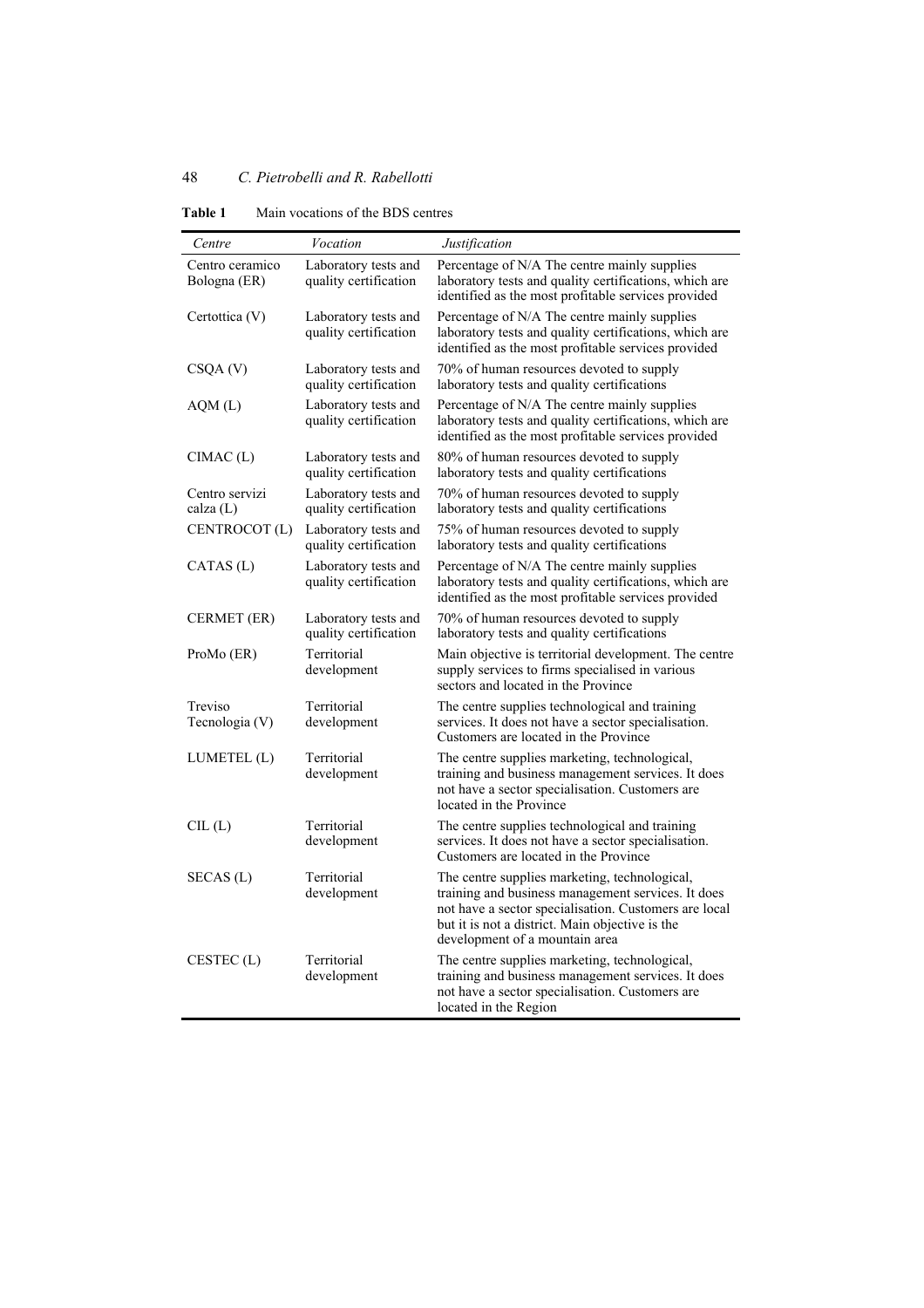**Table 1** Main vocations of the BDS centres

| *Centre* | *Vocation* | *Justification* |
|---|---|---|
| Centro ceramico Bologna (ER) | Laboratory tests and quality certification | Percentage of N/A The centre mainly supplies laboratory tests and quality certifications, which are identified as the most profitable services provided |
| Certottica (V) | Laboratory tests and quality certification | Percentage of N/A The centre mainly supplies laboratory tests and quality certifications, which are identified as the most profitable services provided |
| CSQA (V) | Laboratory tests and quality certification | 70% of human resources devoted to supply laboratory tests and quality certifications |
| AQM (L) | Laboratory tests and quality certification | Percentage of N/A The centre mainly supplies laboratory tests and quality certifications, which are identified as the most profitable services provided |
| CIMAC (L) | Laboratory tests and quality certification | 80% of human resources devoted to supply laboratory tests and quality certifications |
| Centro servizi calza (L) | Laboratory tests and quality certification | 70% of human resources devoted to supply laboratory tests and quality certifications |
| CENTROCOT (L) | Laboratory tests and quality certification | 75% of human resources devoted to supply laboratory tests and quality certifications |
| CATAS (L) | Laboratory tests and quality certification | Percentage of N/A The centre mainly supplies laboratory tests and quality certifications, which are identified as the most profitable services provided |
| CERMET (ER) | Laboratory tests and quality certification | 70% of human resources devoted to supply laboratory tests and quality certifications |
| ProMo (ER) | Territorial development | Main objective is territorial development. The centre supply services to firms specialised in various sectors and located in the Province |
| Treviso Tecnologia (V) | Territorial development | The centre supplies technological and training services. It does not have a sector specialisation. Customers are located in the Province |
| LUMETEL (L) | Territorial development | The centre supplies marketing, technological, training and business management services. It does not have a sector specialisation. Customers are located in the Province |
| CIL (L) | Territorial development | The centre supplies technological and training services. It does not have a sector specialisation. Customers are located in the Province |
| SECAS (L) | Territorial development | The centre supplies marketing, technological, training and business management services. It does not have a sector specialisation. Customers are local but it is not a district. Main objective is the development of a mountain area |
| CESTEC (L) | Territorial development | The centre supplies marketing, technological, training and business management services. It does not have a sector specialisation. Customers are located in the Region |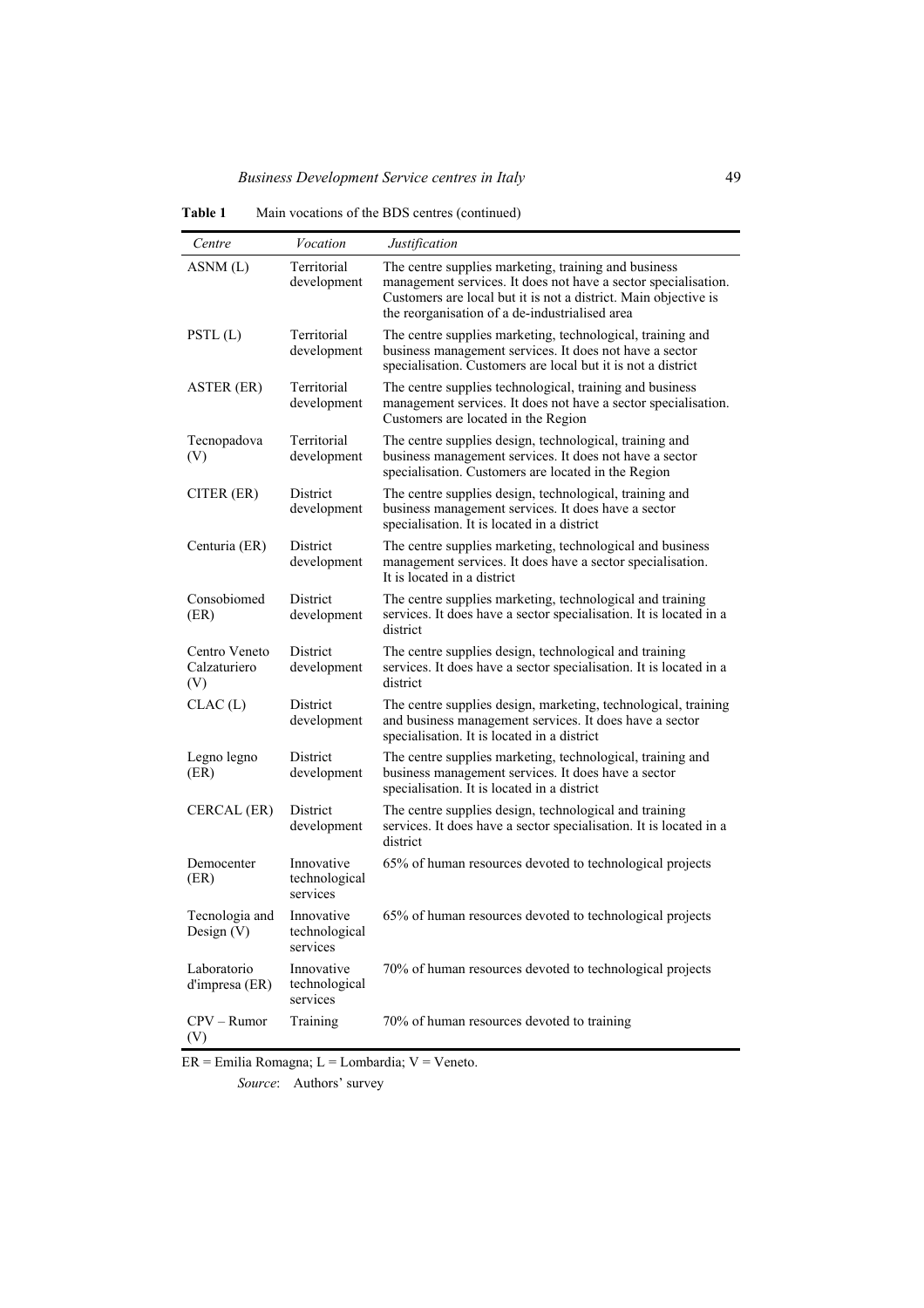**Table 1** Main vocations of the BDS centres (continued)

| *Centre* | *Vocation* | *Justification* |
|---|---|---|
| ASNM (L) | Territorial development | The centre supplies marketing, training and business management services. It does not have a sector specialisation. Customers are local but it is not a district. Main objective is the reorganisation of a de-industrialised area |
| PSTL (L) | Territorial development | The centre supplies marketing, technological, training and business management services. It does not have a sector specialisation. Customers are local but it is not a district |
| ASTER (ER) | Territorial development | The centre supplies technological, training and business management services. It does not have a sector specialisation. Customers are located in the Region |
| Tecnopadova (V) | Territorial development | The centre supplies design, technological, training and business management services. It does not have a sector specialisation. Customers are located in the Region |
| CITER (ER) | District development | The centre supplies design, technological, training and business management services. It does have a sector specialisation. It is located in a district |
| Centuria (ER) | District development | The centre supplies marketing, technological and business management services. It does have a sector specialisation. It is located in a district |
| Consobiomed (ER) | District development | The centre supplies marketing, technological and training services. It does have a sector specialisation. It is located in a district |
| Centro Veneto Calzaturiero (V) | District development | The centre supplies design, technological and training services. It does have a sector specialisation. It is located in a district |
| CLAC (L) | District development | The centre supplies design, marketing, technological, training and business management services. It does have a sector specialisation. It is located in a district |
| Legno legno (ER) | District development | The centre supplies marketing, technological, training and business management services. It does have a sector specialisation. It is located in a district |
| CERCAL (ER) | District development | The centre supplies design, technological and training services. It does have a sector specialisation. It is located in a district |
| Democenter (ER) | Innovative technological services | 65% of human resources devoted to technological projects |
| Tecnologia and Design (V) | Innovative technological services | 65% of human resources devoted to technological projects |
| Laboratorio d'impresa (ER) | Innovative technological services | 70% of human resources devoted to technological projects |
| CPV – Rumor (V) | Training | 70% of human resources devoted to training |

ER = Emilia Romagna; L = Lombardia; V = Veneto.

*Source*: Authors' survey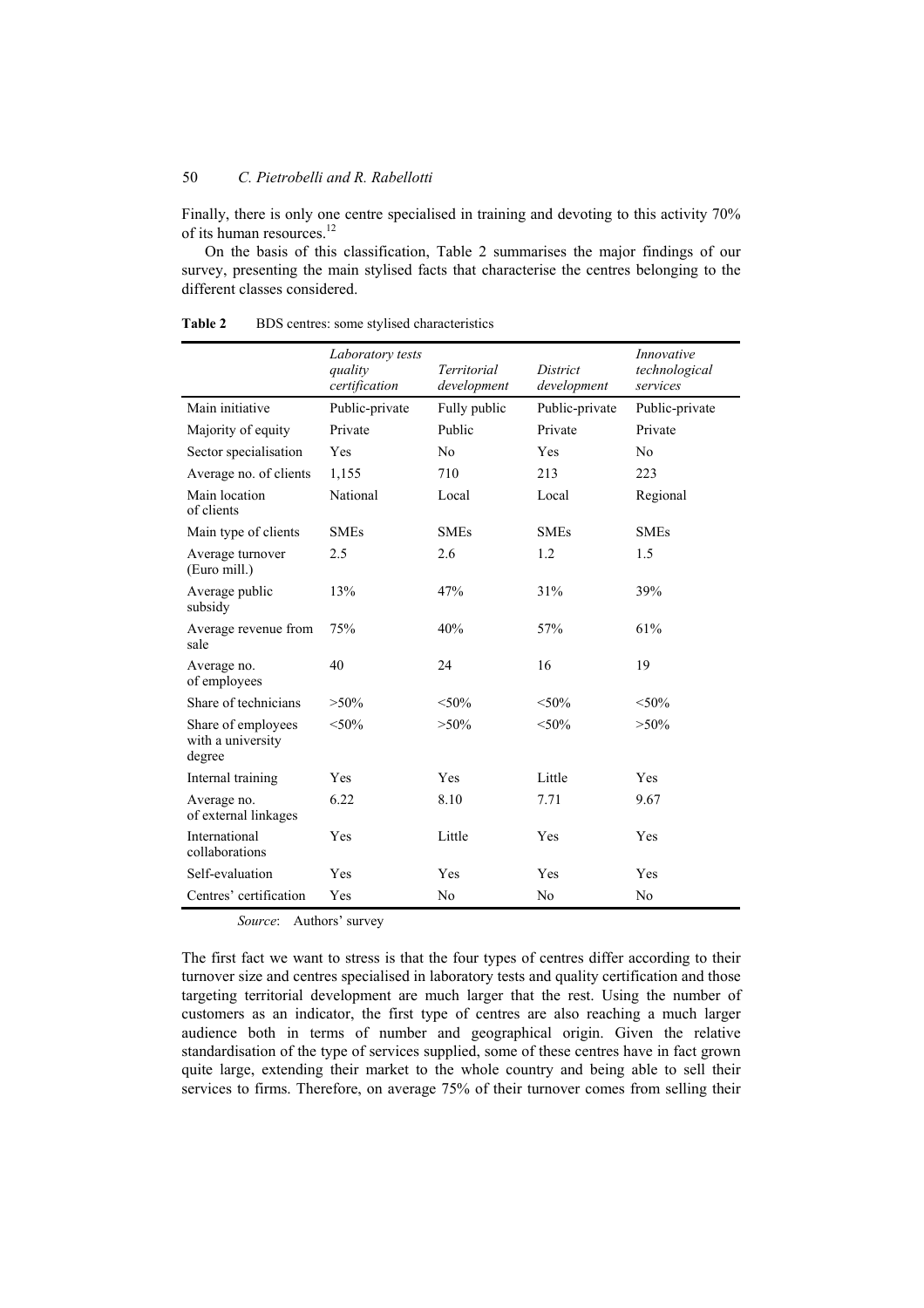Finally, there is only one centre specialised in training and devoting to this activity 70% of its human resources.[12]

On the basis of this classification, Table 2 summarises the major findings of our survey, presenting the main stylised facts that characterise the centres belonging to the different classes considered.

**Table 2** BDS centres: some stylised characteristics

| | *Laboratory tests quality certification* | *Territorial development* | *District development* | *Innovative technological services* |
|---|---|---|---|---|
| Main initiative | Public-private | Fully public | Public-private | Public-private |
| Majority of equity | Private | Public | Private | Private |
| Sector specialisation | Yes | No | Yes | No |
| Average no. of clients | 1,155 | 710 | 213 | 223 |
| Main location of clients | National | Local | Local | Regional |
| Main type of clients | SMEs | SMEs | SMEs | SMEs |
| Average turnover (Euro mill.) | 2.5 | 2.6 | 1.2 | 1.5 |
| Average public subsidy | 13% | 47% | 31% | 39% |
| Average revenue from sale | 75% | 40% | 57% | 61% |
| Average no. of employees | 40 | 24 | 16 | 19 |
| Share of technicians | >50% | <50% | <50% | <50% |
| Share of employees with a university degree | <50% | >50% | <50% | >50% |
| Internal training | Yes | Yes | Little | Yes |
| Average no. of external linkages | 6.22 | 8.10 | 7.71 | 9.67 |
| International collaborations | Yes | Little | Yes | Yes |
| Self-evaluation | Yes | Yes | Yes | Yes |
| Centres' certification | Yes | No | No | No |

*Source*: Authors' survey

The first fact we want to stress is that the four types of centres differ according to their turnover size and centres specialised in laboratory tests and quality certification and those targeting territorial development are much larger that the rest. Using the number of customers as an indicator, the first type of centres are also reaching a much larger audience both in terms of number and geographical origin. Given the relative standardisation of the type of services supplied, some of these centres have in fact grown quite large, extending their market to the whole country and being able to sell their services to firms. Therefore, on average 75% of their turnover comes from selling their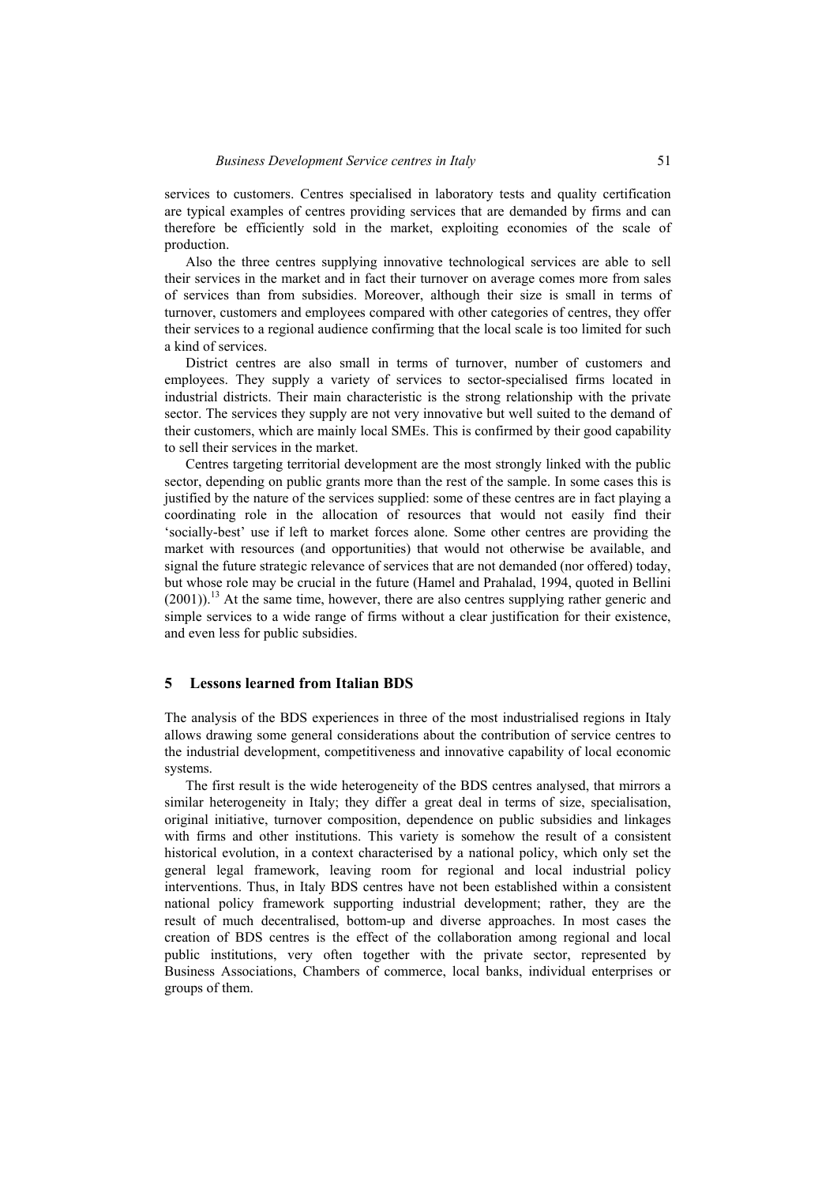services to customers. Centres specialised in laboratory tests and quality certification are typical examples of centres providing services that are demanded by firms and can therefore be efficiently sold in the market, exploiting economies of the scale of production.

Also the three centres supplying innovative technological services are able to sell their services in the market and in fact their turnover on average comes more from sales of services than from subsidies. Moreover, although their size is small in terms of turnover, customers and employees compared with other categories of centres, they offer their services to a regional audience confirming that the local scale is too limited for such a kind of services.

District centres are also small in terms of turnover, number of customers and employees. They supply a variety of services to sector-specialised firms located in industrial districts. Their main characteristic is the strong relationship with the private sector. The services they supply are not very innovative but well suited to the demand of their customers, which are mainly local SMEs. This is confirmed by their good capability to sell their services in the market.

Centres targeting territorial development are the most strongly linked with the public sector, depending on public grants more than the rest of the sample. In some cases this is justified by the nature of the services supplied: some of these centres are in fact playing a coordinating role in the allocation of resources that would not easily find their 'socially-best' use if left to market forces alone. Some other centres are providing the market with resources (and opportunities) that would not otherwise be available, and signal the future strategic relevance of services that are not demanded (nor offered) today, but whose role may be crucial in the future (Hamel and Prahalad, 1994, quoted in Bellini (2001)).[13] At the same time, however, there are also centres supplying rather generic and simple services to a wide range of firms without a clear justification for their existence, and even less for public subsidies.

## 5 Lessons learned from Italian BDS

The analysis of the BDS experiences in three of the most industrialised regions in Italy allows drawing some general considerations about the contribution of service centres to the industrial development, competitiveness and innovative capability of local economic systems.

The first result is the wide heterogeneity of the BDS centres analysed, that mirrors a similar heterogeneity in Italy; they differ a great deal in terms of size, specialisation, original initiative, turnover composition, dependence on public subsidies and linkages with firms and other institutions. This variety is somehow the result of a consistent historical evolution, in a context characterised by a national policy, which only set the general legal framework, leaving room for regional and local industrial policy interventions. Thus, in Italy BDS centres have not been established within a consistent national policy framework supporting industrial development; rather, they are the result of much decentralised, bottom-up and diverse approaches. In most cases the creation of BDS centres is the effect of the collaboration among regional and local public institutions, very often together with the private sector, represented by Business Associations, Chambers of commerce, local banks, individual enterprises or groups of them.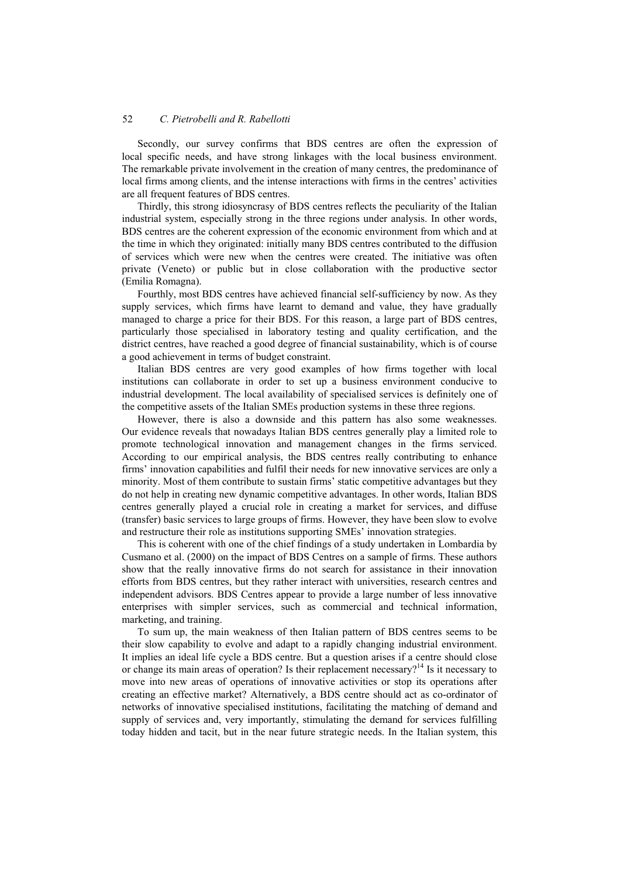Secondly, our survey confirms that BDS centres are often the expression of local specific needs, and have strong linkages with the local business environment. The remarkable private involvement in the creation of many centres, the predominance of local firms among clients, and the intense interactions with firms in the centres' activities are all frequent features of BDS centres.

Thirdly, this strong idiosyncrasy of BDS centres reflects the peculiarity of the Italian industrial system, especially strong in the three regions under analysis. In other words, BDS centres are the coherent expression of the economic environment from which and at the time in which they originated: initially many BDS centres contributed to the diffusion of services which were new when the centres were created. The initiative was often private (Veneto) or public but in close collaboration with the productive sector (Emilia Romagna).

Fourthly, most BDS centres have achieved financial self-sufficiency by now. As they supply services, which firms have learnt to demand and value, they have gradually managed to charge a price for their BDS. For this reason, a large part of BDS centres, particularly those specialised in laboratory testing and quality certification, and the district centres, have reached a good degree of financial sustainability, which is of course a good achievement in terms of budget constraint.

Italian BDS centres are very good examples of how firms together with local institutions can collaborate in order to set up a business environment conducive to industrial development. The local availability of specialised services is definitely one of the competitive assets of the Italian SMEs production systems in these three regions.

However, there is also a downside and this pattern has also some weaknesses. Our evidence reveals that nowadays Italian BDS centres generally play a limited role to promote technological innovation and management changes in the firms serviced. According to our empirical analysis, the BDS centres really contributing to enhance firms' innovation capabilities and fulfil their needs for new innovative services are only a minority. Most of them contribute to sustain firms' static competitive advantages but they do not help in creating new dynamic competitive advantages. In other words, Italian BDS centres generally played a crucial role in creating a market for services, and diffuse (transfer) basic services to large groups of firms. However, they have been slow to evolve and restructure their role as institutions supporting SMEs' innovation strategies.

This is coherent with one of the chief findings of a study undertaken in Lombardia by Cusmano et al. (2000) on the impact of BDS Centres on a sample of firms. These authors show that the really innovative firms do not search for assistance in their innovation efforts from BDS centres, but they rather interact with universities, research centres and independent advisors. BDS Centres appear to provide a large number of less innovative enterprises with simpler services, such as commercial and technical information, marketing, and training.

To sum up, the main weakness of then Italian pattern of BDS centres seems to be their slow capability to evolve and adapt to a rapidly changing industrial environment. It implies an ideal life cycle a BDS centre. But a question arises if a centre should close or change its main areas of operation? Is their replacement necessary?[14] Is it necessary to move into new areas of operations of innovative activities or stop its operations after creating an effective market? Alternatively, a BDS centre should act as co-ordinator of networks of innovative specialised institutions, facilitating the matching of demand and supply of services and, very importantly, stimulating the demand for services fulfilling today hidden and tacit, but in the near future strategic needs. In the Italian system, this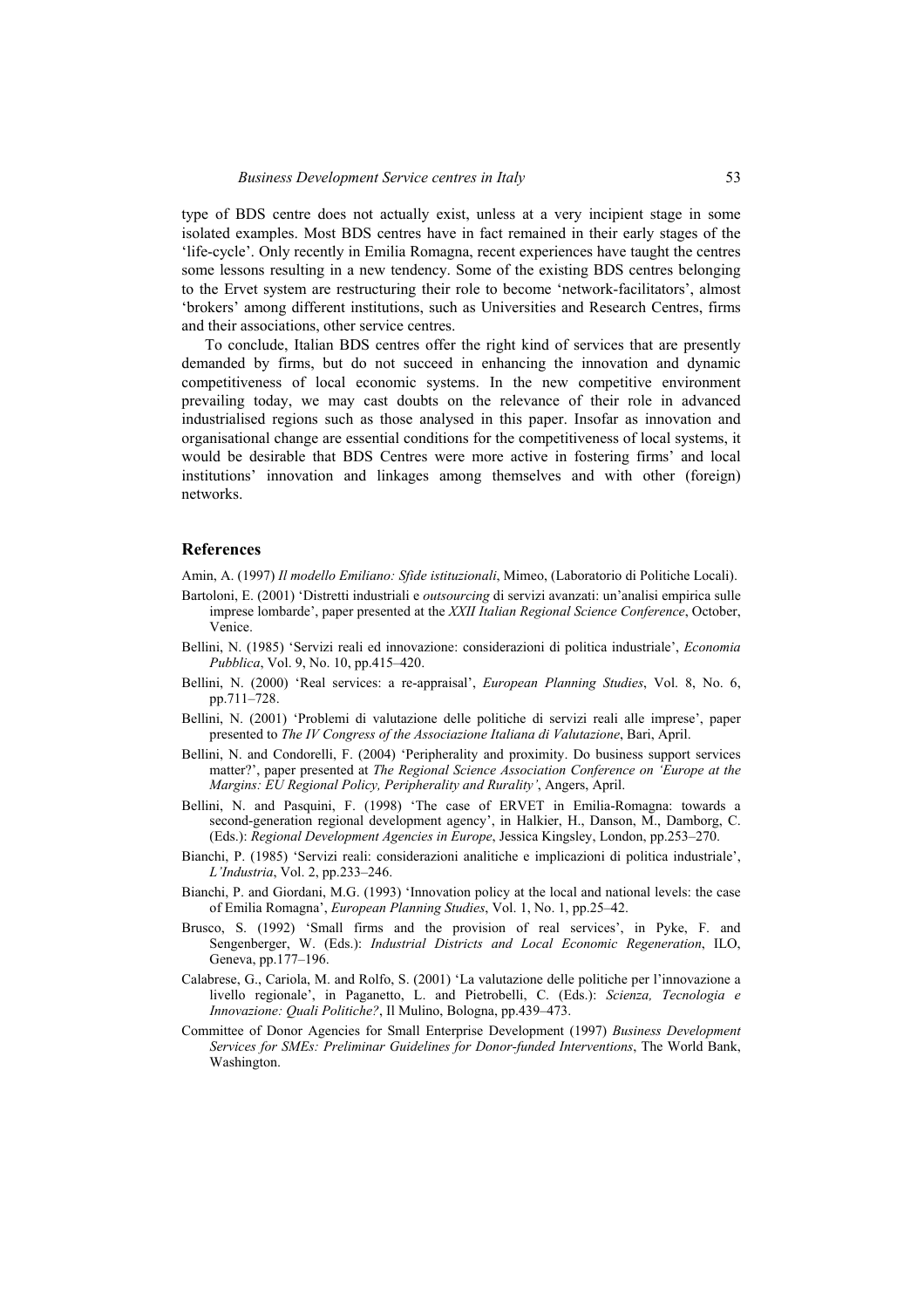type of BDS centre does not actually exist, unless at a very incipient stage in some isolated examples. Most BDS centres have in fact remained in their early stages of the 'life-cycle'. Only recently in Emilia Romagna, recent experiences have taught the centres some lessons resulting in a new tendency. Some of the existing BDS centres belonging to the Ervet system are restructuring their role to become 'network-facilitators', almost 'brokers' among different institutions, such as Universities and Research Centres, firms and their associations, other service centres.

To conclude, Italian BDS centres offer the right kind of services that are presently demanded by firms, but do not succeed in enhancing the innovation and dynamic competitiveness of local economic systems. In the new competitive environment prevailing today, we may cast doubts on the relevance of their role in advanced industrialised regions such as those analysed in this paper. Insofar as innovation and organisational change are essential conditions for the competitiveness of local systems, it would be desirable that BDS Centres were more active in fostering firms' and local institutions' innovation and linkages among themselves and with other (foreign) networks.

## References

Amin, A. (1997) *Il modello Emiliano: Sfide istituzionali*, Mimeo, (Laboratorio di Politiche Locali).

Bartoloni, E. (2001) 'Distretti industriali e *outsourcing* di servizi avanzati: un'analisi empirica sulle imprese lombarde', paper presented at the *XXII Italian Regional Science Conference*, October, Venice.

Bellini, N. (1985) 'Servizi reali ed innovazione: considerazioni di politica industriale', *Economia Pubblica*, Vol. 9, No. 10, pp.415–420.

Bellini, N. (2000) 'Real services: a re-appraisal', *European Planning Studies*, Vol. 8, No. 6, pp.711–728.

Bellini, N. (2001) 'Problemi di valutazione delle politiche di servizi reali alle imprese', paper presented to *The IV Congress of the Associazione Italiana di Valutazione*, Bari, April.

Bellini, N. and Condorelli, F. (2004) 'Peripherality and proximity. Do business support services matter?', paper presented at *The Regional Science Association Conference on 'Europe at the Margins: EU Regional Policy, Peripherality and Rurality'*, Angers, April.

Bellini, N. and Pasquini, F. (1998) 'The case of ERVET in Emilia-Romagna: towards a second-generation regional development agency', in Halkier, H., Danson, M., Damborg, C. (Eds.): *Regional Development Agencies in Europe*, Jessica Kingsley, London, pp.253–270.

Bianchi, P. (1985) 'Servizi reali: considerazioni analitiche e implicazioni di politica industriale', *L'Industria*, Vol. 2, pp.233–246.

Bianchi, P. and Giordani, M.G. (1993) 'Innovation policy at the local and national levels: the case of Emilia Romagna', *European Planning Studies*, Vol. 1, No. 1, pp.25–42.

Brusco, S. (1992) 'Small firms and the provision of real services', in Pyke, F. and Sengenberger, W. (Eds.): *Industrial Districts and Local Economic Regeneration*, ILO, Geneva, pp.177–196.

Calabrese, G., Cariola, M. and Rolfo, S. (2001) 'La valutazione delle politiche per l'innovazione a livello regionale', in Paganetto, L. and Pietrobelli, C. (Eds.): *Scienza, Tecnologia e Innovazione: Quali Politiche?*, Il Mulino, Bologna, pp.439–473.

Committee of Donor Agencies for Small Enterprise Development (1997) *Business Development Services for SMEs: Preliminar Guidelines for Donor-funded Interventions*, The World Bank, Washington.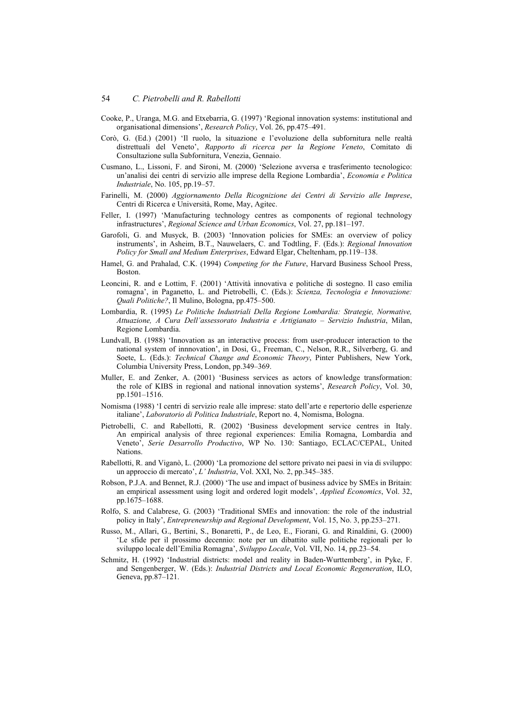Cooke, P., Uranga, M.G. and Etxebarria, G. (1997) 'Regional innovation systems: institutional and organisational dimensions', *Research Policy*, Vol. 26, pp.475–491.

Corò, G. (Ed.) (2001) 'Il ruolo, la situazione e l'evoluzione della subfornitura nelle realtà distrettuali del Veneto', *Rapporto di ricerca per la Regione Veneto*, Comitato di Consultazione sulla Subfornitura, Venezia, Gennaio.

Cusmano, L., Lissoni, F. and Sironi, M. (2000) 'Selezione avversa e trasferimento tecnologico: un'analisi dei centri di servizio alle imprese della Regione Lombardia', *Economia e Politica Industriale*, No. 105, pp.19–57.

Farinelli, M. (2000) *Aggiornamento Della Ricognizione dei Centri di Servizio alle Imprese*, Centri di Ricerca e Università, Rome, May, Agitec.

Feller, I. (1997) 'Manufacturing technology centres as components of regional technology infrastructures', *Regional Science and Urban Economics*, Vol. 27, pp.181–197.

Garofoli, G. and Musyck, B. (2003) 'Innovation policies for SMEs: an overview of policy instruments', in Asheim, B.T., Nauwelaers, C. and Todtling, F. (Eds.): *Regional Innovation Policy for Small and Medium Enterprises*, Edward Elgar, Cheltenham, pp.119–138.

Hamel, G. and Prahalad, C.K. (1994) *Competing for the Future*, Harvard Business School Press, Boston.

Leoncini, R. and e Lottim, F. (2001) 'Attività innovativa e politiche di sostegno. Il caso emilia romagna', in Paganetto, L. and Pietrobelli, C. (Eds.): *Scienza, Tecnologia e Innovazione: Quali Politiche?*, Il Mulino, Bologna, pp.475–500.

Lombardia, R. (1995) *Le Politiche Industriali Della Regione Lombardia: Strategie, Normative, Attuazione, A Cura Dell'assessorato Industria e Artigianato – Servizio Industria*, Milan, Regione Lombardia.

Lundvall, B. (1988) 'Innovation as an interactive process: from user-producer interaction to the national system of innnovation', in Dosi, G., Freeman, C., Nelson, R.R., Silverberg, G. and Soete, L. (Eds.): *Technical Change and Economic Theory*, Pinter Publishers, New York, Columbia University Press, London, pp.349–369.

Muller, E. and Zenker, A. (2001) 'Business services as actors of knowledge transformation: the role of KIBS in regional and national innovation systems', *Research Policy*, Vol. 30, pp.1501–1516.

Nomisma (1988) 'I centri di servizio reale alle imprese: stato dell'arte e repertorio delle esperienze italiane', *Laboratorio di Politica Industriale*, Report no. 4, Nomisma, Bologna.

Pietrobelli, C. and Rabellotti, R. (2002) 'Business development service centres in Italy. An empirical analysis of three regional experiences: Emilia Romagna, Lombardia and Veneto', *Serie Desarrollo Productivo*, WP No. 130: Santiago, ECLAC/CEPAL, United Nations.

Rabellotti, R. and Viganò, L. (2000) 'La promozione del settore privato nei paesi in via di sviluppo: un approccio di mercato', *L' Industria*, Vol. XXI, No. 2, pp.345–385.

Robson, P.J.A. and Bennet, R.J. (2000) 'The use and impact of business advice by SMEs in Britain: an empirical assessment using logit and ordered logit models', *Applied Economics*, Vol. 32, pp.1675–1688.

Rolfo, S. and Calabrese, G. (2003) 'Traditional SMEs and innovation: the role of the industrial policy in Italy', *Entrepreneurship and Regional Development*, Vol. 15, No. 3, pp.253–271.

Russo, M., Allari, G., Bertini, S., Bonaretti, P., de Leo, E., Fiorani, G. and Rinaldini, G. (2000) 'Le sfide per il prossimo decennio: note per un dibattito sulle politiche regionali per lo sviluppo locale dell'Emilia Romagna', *Sviluppo Locale*, Vol. VII, No. 14, pp.23–54.

Schmitz, H. (1992) 'Industrial districts: model and reality in Baden-Wurttemberg', in Pyke, F. and Sengenberger, W. (Eds.): *Industrial Districts and Local Economic Regeneration*, ILO, Geneva, pp.87–121.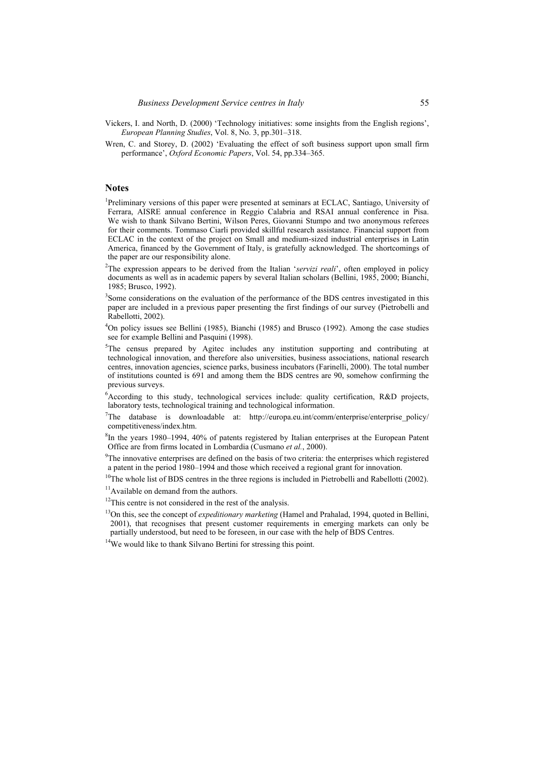Vickers, I. and North, D. (2000) 'Technology initiatives: some insights from the English regions', *European Planning Studies*, Vol. 8, No. 3, pp.301–318.

Wren, C. and Storey, D. (2002) 'Evaluating the effect of soft business support upon small firm performance', *Oxford Economic Papers*, Vol. 54, pp.334–365.

## Notes

[1]Preliminary versions of this paper were presented at seminars at ECLAC, Santiago, University of Ferrara, AISRE annual conference in Reggio Calabria and RSAI annual conference in Pisa. We wish to thank Silvano Bertini, Wilson Peres, Giovanni Stumpo and two anonymous referees for their comments. Tommaso Ciarli provided skillful research assistance. Financial support from ECLAC in the context of the project on Small and medium-sized industrial enterprises in Latin America, financed by the Government of Italy, is gratefully acknowledged. The shortcomings of the paper are our responsibility alone.

[2]The expression appears to be derived from the Italian '*servizi reali*', often employed in policy documents as well as in academic papers by several Italian scholars (Bellini, 1985, 2000; Bianchi, 1985; Brusco, 1992).

[3]Some considerations on the evaluation of the performance of the BDS centres investigated in this paper are included in a previous paper presenting the first findings of our survey (Pietrobelli and Rabellotti, 2002).

[4]On policy issues see Bellini (1985), Bianchi (1985) and Brusco (1992). Among the case studies see for example Bellini and Pasquini (1998).

[5]The census prepared by Agitec includes any institution supporting and contributing at technological innovation, and therefore also universities, business associations, national research centres, innovation agencies, science parks, business incubators (Farinelli, 2000). The total number of institutions counted is 691 and among them the BDS centres are 90, somehow confirming the previous surveys.

[6]According to this study, technological services include: quality certification, R&D projects, laboratory tests, technological training and technological information.

[7]The database is downloadable at: http://europa.eu.int/comm/enterprise/enterprise_policy/competitiveness/index.htm.

[8]In the years 1980–1994, 40% of patents registered by Italian enterprises at the European Patent Office are from firms located in Lombardia (Cusmano *et al.*, 2000).

[9]The innovative enterprises are defined on the basis of two criteria: the enterprises which registered a patent in the period 1980–1994 and those which received a regional grant for innovation.

[10]The whole list of BDS centres in the three regions is included in Pietrobelli and Rabellotti (2002).

[11]Available on demand from the authors.

[12]This centre is not considered in the rest of the analysis.

[13]On this, see the concept of *expeditionary marketing* (Hamel and Prahalad, 1994, quoted in Bellini, 2001), that recognises that present customer requirements in emerging markets can only be partially understood, but need to be foreseen, in our case with the help of BDS Centres.

[14]We would like to thank Silvano Bertini for stressing this point.